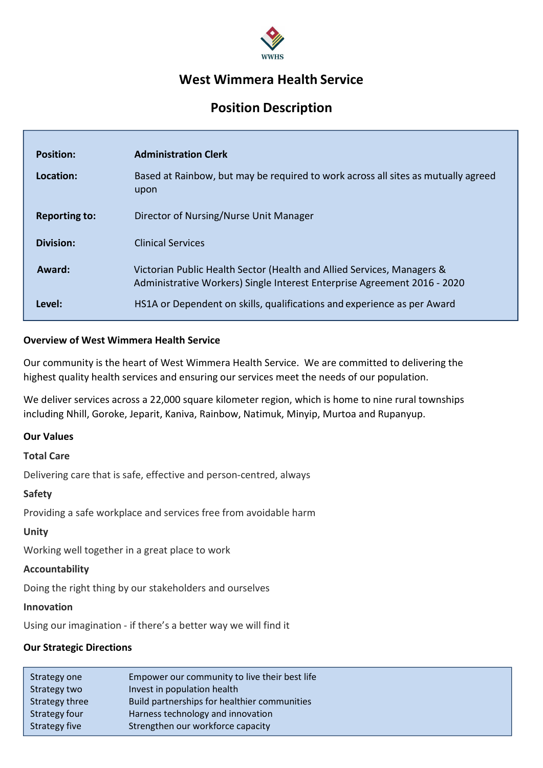WWHS

# West Wimmera Health Service

## Position Description

| | |
|---|---|
| **Position:** | **Administration Clerk** |
| **Location:** | Based at Rainbow, but may be required to work across all sites as mutually agreed upon |
| **Reporting to:** | Director of Nursing/Nurse Unit Manager |
| **Division:** | Clinical Services |
| **Award:** | Victorian Public Health Sector (Health and Allied Services, Managers & Administrative Workers) Single Interest Enterprise Agreement 2016 - 2020 |
| **Level:** | HS1A or Dependent on skills, qualifications and experience as per Award |

**Overview of West Wimmera Health Service**

Our community is the heart of West Wimmera Health Service. We are committed to delivering the highest quality health services and ensuring our services meet the needs of our population.

We deliver services across a 22,000 square kilometer region, which is home to nine rural townships including Nhill, Goroke, Jeparit, Kaniva, Rainbow, Natimuk, Minyip, Murtoa and Rupanyup.

**Our Values**

**Total Care**

Delivering care that is safe, effective and person-centred, always

**Safety**

Providing a safe workplace and services free from avoidable harm

**Unity**

Working well together in a great place to work

**Accountability**

Doing the right thing by our stakeholders and ourselves

**Innovation**

Using our imagination - if there's a better way we will find it

**Our Strategic Directions**

| | |
|---|---|
| Strategy one | Empower our community to live their best life |
| Strategy two | Invest in population health |
| Strategy three | Build partnerships for healthier communities |
| Strategy four | Harness technology and innovation |
| Strategy five | Strengthen our workforce capacity |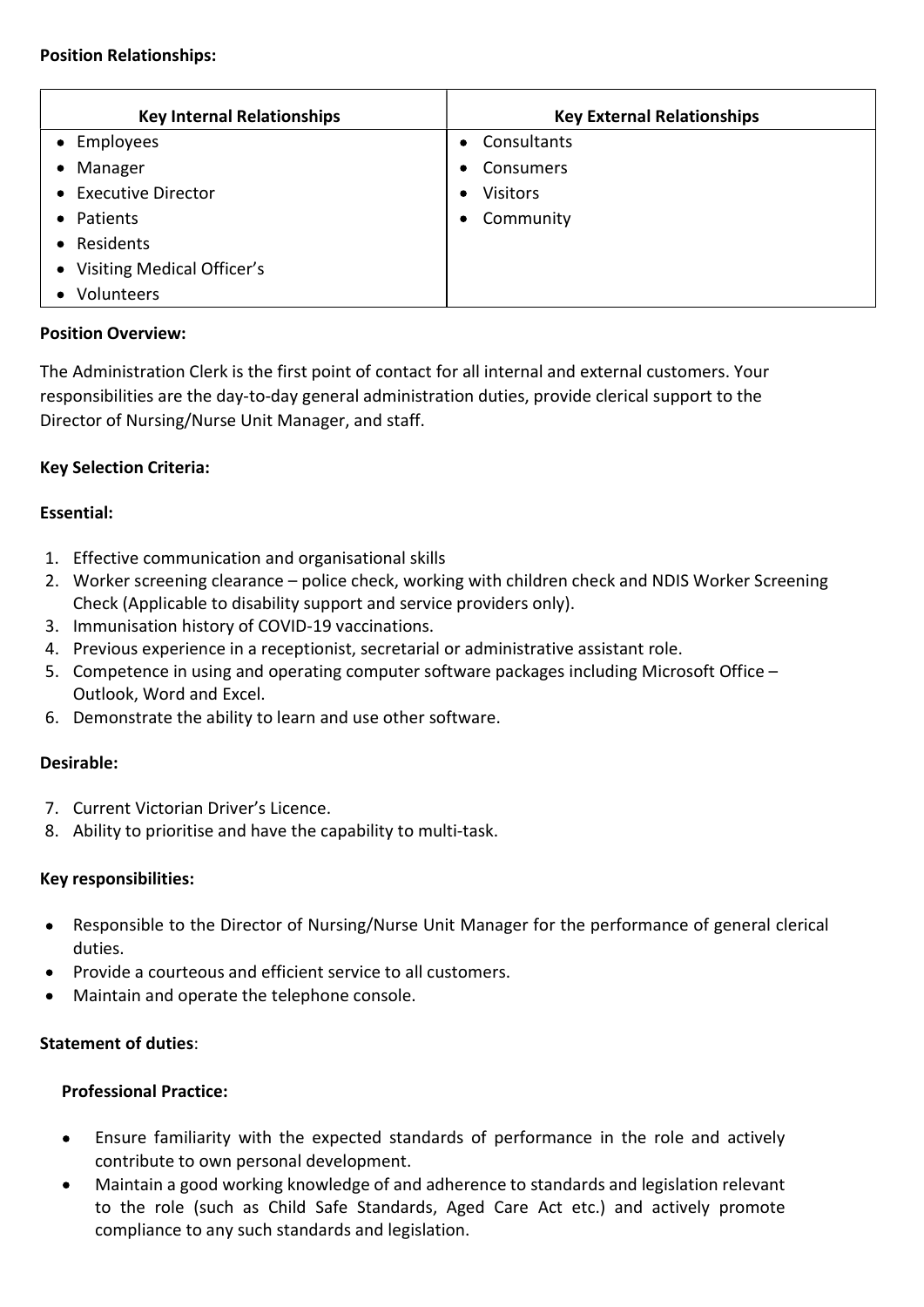**Position Relationships:**

| Key Internal Relationships | Key External Relationships |
| --- | --- |
| • Employees<br>• Manager<br>• Executive Director<br>• Patients<br>• Residents<br>• Visiting Medical Officer's<br>• Volunteers | • Consultants<br>• Consumers<br>• Visitors<br>• Community |

**Position Overview:**

The Administration Clerk is the first point of contact for all internal and external customers. Your responsibilities are the day-to-day general administration duties, provide clerical support to the Director of Nursing/Nurse Unit Manager, and staff.

**Key Selection Criteria:**

**Essential:**

1. Effective communication and organisational skills
2. Worker screening clearance – police check, working with children check and NDIS Worker Screening Check (Applicable to disability support and service providers only).
3. Immunisation history of COVID-19 vaccinations.
4. Previous experience in a receptionist, secretarial or administrative assistant role.
5. Competence in using and operating computer software packages including Microsoft Office – Outlook, Word and Excel.
6. Demonstrate the ability to learn and use other software.

**Desirable:**

7. Current Victorian Driver's Licence.
8. Ability to prioritise and have the capability to multi-task.

**Key responsibilities:**

- Responsible to the Director of Nursing/Nurse Unit Manager for the performance of general clerical duties.
- Provide a courteous and efficient service to all customers.
- Maintain and operate the telephone console.

**Statement of duties**:

**Professional Practice:**

- Ensure familiarity with the expected standards of performance in the role and actively contribute to own personal development.
- Maintain a good working knowledge of and adherence to standards and legislation relevant to the role (such as Child Safe Standards, Aged Care Act etc.) and actively promote compliance to any such standards and legislation.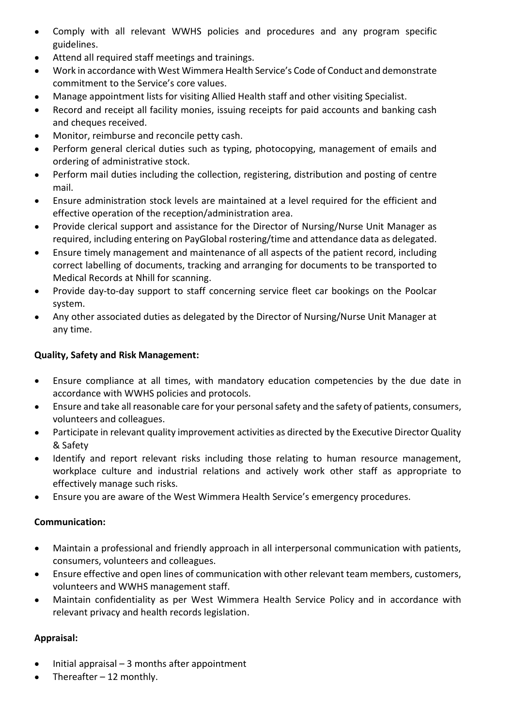- Comply with all relevant WWHS policies and procedures and any program specific guidelines.
- Attend all required staff meetings and trainings.
- Work in accordance with West Wimmera Health Service's Code of Conduct and demonstrate commitment to the Service's core values.
- Manage appointment lists for visiting Allied Health staff and other visiting Specialist.
- Record and receipt all facility monies, issuing receipts for paid accounts and banking cash and cheques received.
- Monitor, reimburse and reconcile petty cash.
- Perform general clerical duties such as typing, photocopying, management of emails and ordering of administrative stock.
- Perform mail duties including the collection, registering, distribution and posting of centre mail.
- Ensure administration stock levels are maintained at a level required for the efficient and effective operation of the reception/administration area.
- Provide clerical support and assistance for the Director of Nursing/Nurse Unit Manager as required, including entering on PayGlobal rostering/time and attendance data as delegated.
- Ensure timely management and maintenance of all aspects of the patient record, including correct labelling of documents, tracking and arranging for documents to be transported to Medical Records at Nhill for scanning.
- Provide day-to-day support to staff concerning service fleet car bookings on the Poolcar system.
- Any other associated duties as delegated by the Director of Nursing/Nurse Unit Manager at any time.

**Quality, Safety and Risk Management:**

- Ensure compliance at all times, with mandatory education competencies by the due date in accordance with WWHS policies and protocols.
- Ensure and take all reasonable care for your personal safety and the safety of patients, consumers, volunteers and colleagues.
- Participate in relevant quality improvement activities as directed by the Executive Director Quality & Safety
- Identify and report relevant risks including those relating to human resource management, workplace culture and industrial relations and actively work other staff as appropriate to effectively manage such risks.
- Ensure you are aware of the West Wimmera Health Service's emergency procedures.

**Communication:**

- Maintain a professional and friendly approach in all interpersonal communication with patients, consumers, volunteers and colleagues.
- Ensure effective and open lines of communication with other relevant team members, customers, volunteers and WWHS management staff.
- Maintain confidentiality as per West Wimmera Health Service Policy and in accordance with relevant privacy and health records legislation.

**Appraisal:**

- Initial appraisal – 3 months after appointment
- Thereafter – 12 monthly.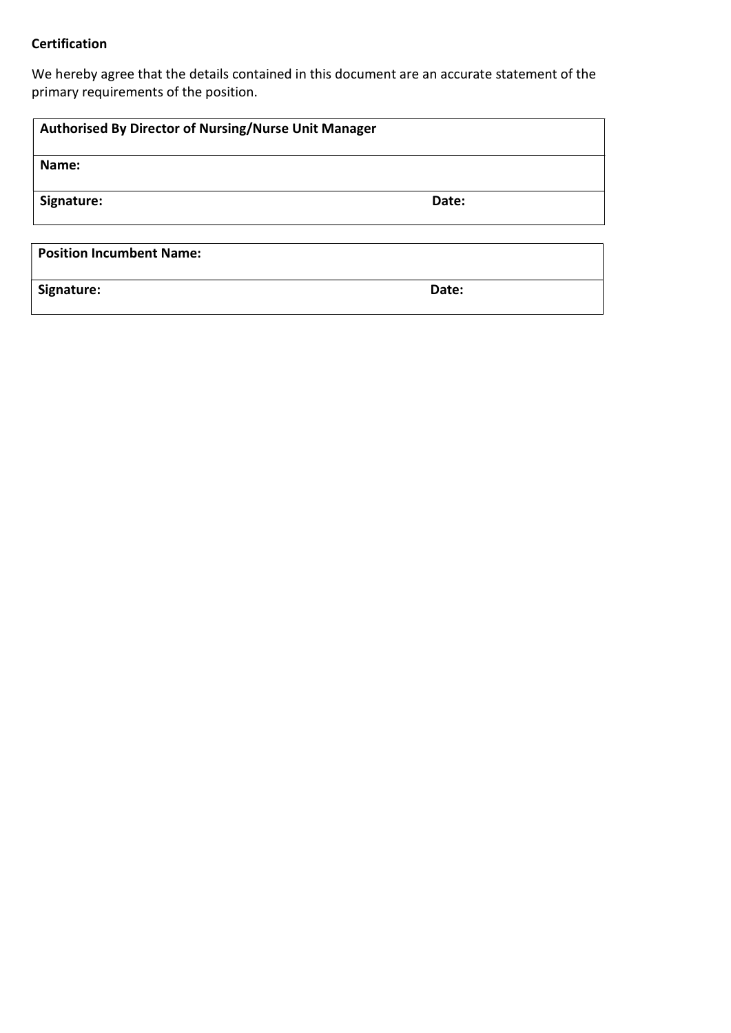**Certification**

We hereby agree that the details contained in this document are an accurate statement of the primary requirements of the position.

| | |
|---|---|
| **Authorised By Director of Nursing/Nurse Unit Manager** | |
| **Name:** | |
| **Signature:** | **Date:** |

| | |
|---|---|
| **Position Incumbent Name:** | |
| **Signature:** | **Date:** |